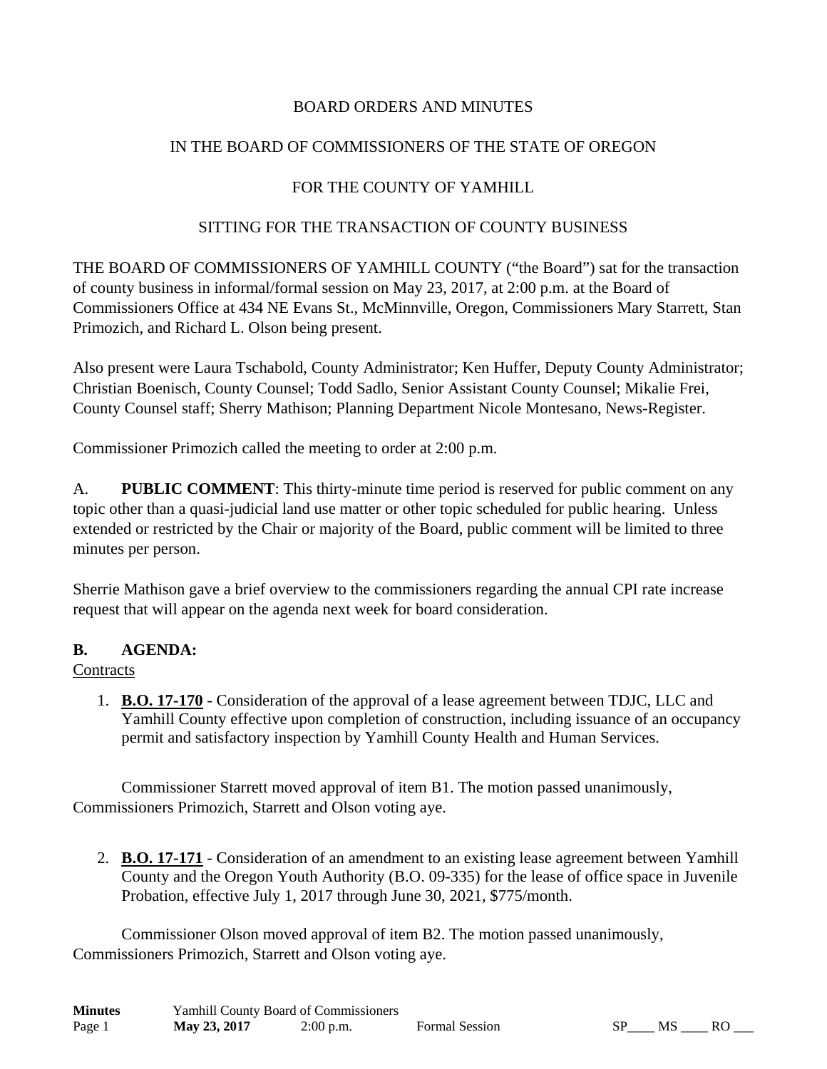BOARD ORDERS AND MINUTES

IN THE BOARD OF COMMISSIONERS OF THE STATE OF OREGON

FOR THE COUNTY OF YAMHILL

SITTING FOR THE TRANSACTION OF COUNTY BUSINESS

THE BOARD OF COMMISSIONERS OF YAMHILL COUNTY ("the Board") sat for the transaction of county business in informal/formal session on May 23, 2017, at 2:00 p.m. at the Board of Commissioners Office at 434 NE Evans St., McMinnville, Oregon, Commissioners Mary Starrett, Stan Primozich, and Richard L. Olson being present.

Also present were Laura Tschabold, County Administrator; Ken Huffer, Deputy County Administrator; Christian Boenisch, County Counsel; Todd Sadlo, Senior Assistant County Counsel; Mikalie Frei, County Counsel staff; Sherry Mathison; Planning Department Nicole Montesano, News-Register.

Commissioner Primozich called the meeting to order at 2:00 p.m.

A. **PUBLIC COMMENT**: This thirty-minute time period is reserved for public comment on any topic other than a quasi-judicial land use matter or other topic scheduled for public hearing. Unless extended or restricted by the Chair or majority of the Board, public comment will be limited to three minutes per person.

Sherrie Mathison gave a brief overview to the commissioners regarding the annual CPI rate increase request that will appear on the agenda next week for board consideration.

**B. AGENDA:**

Contracts

1. **B.O. 17-170** - Consideration of the approval of a lease agreement between TDJC, LLC and Yamhill County effective upon completion of construction, including issuance of an occupancy permit and satisfactory inspection by Yamhill County Health and Human Services.

Commissioner Starrett moved approval of item B1. The motion passed unanimously, Commissioners Primozich, Starrett and Olson voting aye.

2. **B.O. 17-171** - Consideration of an amendment to an existing lease agreement between Yamhill County and the Oregon Youth Authority (B.O. 09-335) for the lease of office space in Juvenile Probation, effective July 1, 2017 through June 30, 2021, $775/month.

Commissioner Olson moved approval of item B2. The motion passed unanimously, Commissioners Primozich, Starrett and Olson voting aye.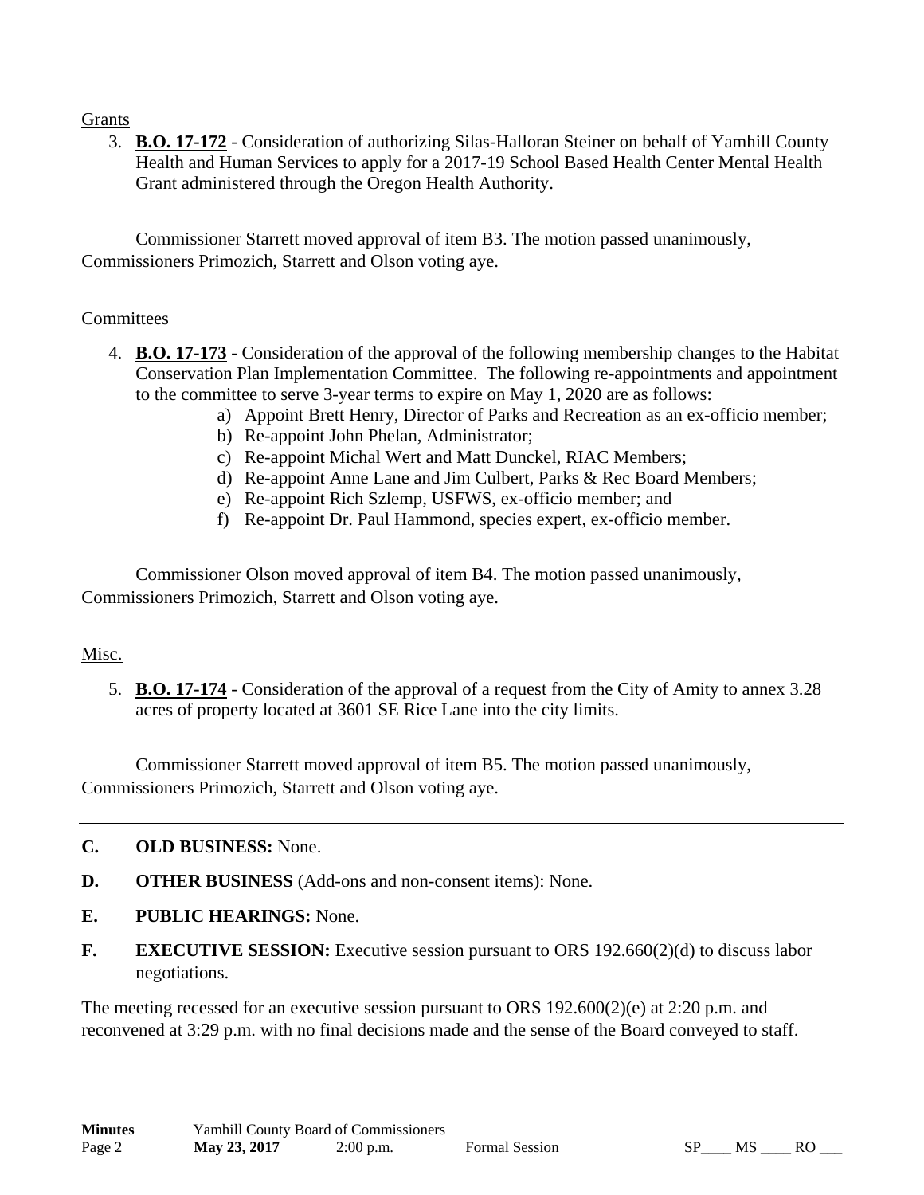Grants

3. **B.O. 17-172** - Consideration of authorizing Silas-Halloran Steiner on behalf of Yamhill County Health and Human Services to apply for a 2017-19 School Based Health Center Mental Health Grant administered through the Oregon Health Authority.

Commissioner Starrett moved approval of item B3. The motion passed unanimously, Commissioners Primozich, Starrett and Olson voting aye.

Committees

4. **B.O. 17-173** - Consideration of the approval of the following membership changes to the Habitat Conservation Plan Implementation Committee. The following re-appointments and appointment to the committee to serve 3-year terms to expire on May 1, 2020 are as follows:
   a) Appoint Brett Henry, Director of Parks and Recreation as an ex-officio member;
   b) Re-appoint John Phelan, Administrator;
   c) Re-appoint Michal Wert and Matt Dunckel, RIAC Members;
   d) Re-appoint Anne Lane and Jim Culbert, Parks & Rec Board Members;
   e) Re-appoint Rich Szlemp, USFWS, ex-officio member; and
   f) Re-appoint Dr. Paul Hammond, species expert, ex-officio member.

Commissioner Olson moved approval of item B4. The motion passed unanimously, Commissioners Primozich, Starrett and Olson voting aye.

Misc.

5. **B.O. 17-174** - Consideration of the approval of a request from the City of Amity to annex 3.28 acres of property located at 3601 SE Rice Lane into the city limits.

Commissioner Starrett moved approval of item B5. The motion passed unanimously, Commissioners Primozich, Starrett and Olson voting aye.

---

**C. OLD BUSINESS:** None.

**D. OTHER BUSINESS** (Add-ons and non-consent items): None.

**E. PUBLIC HEARINGS:** None.

**F. EXECUTIVE SESSION:** Executive session pursuant to ORS 192.660(2)(d) to discuss labor negotiations.

The meeting recessed for an executive session pursuant to ORS 192.600(2)(e) at 2:20 p.m. and reconvened at 3:29 p.m. with no final decisions made and the sense of the Board conveyed to staff.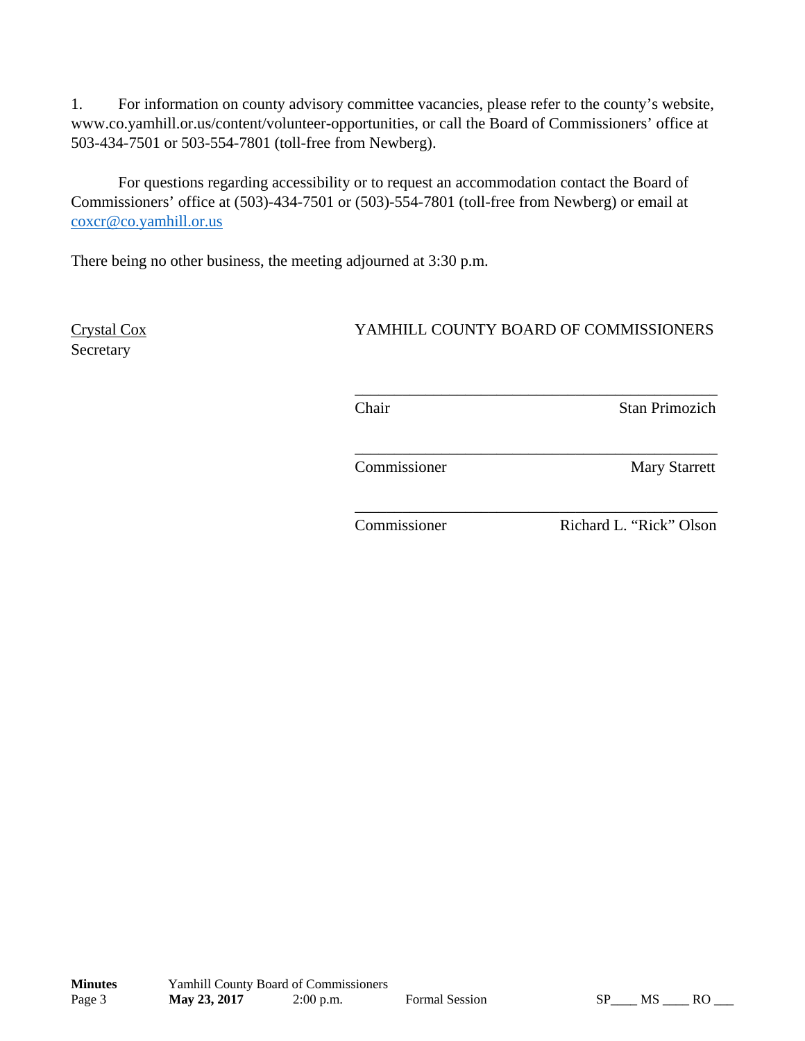1. For information on county advisory committee vacancies, please refer to the county's website, www.co.yamhill.or.us/content/volunteer-opportunities, or call the Board of Commissioners' office at 503-434-7501 or 503-554-7801 (toll-free from Newberg).

For questions regarding accessibility or to request an accommodation contact the Board of Commissioners' office at (503)-434-7501 or (503)-554-7801 (toll-free from Newberg) or email at coxcr@co.yamhill.or.us

There being no other business, the meeting adjourned at 3:30 p.m.

Crystal Cox
Secretary

YAMHILL COUNTY BOARD OF COMMISSIONERS

\_\_\_\_\_\_\_\_\_\_\_\_\_\_\_\_\_\_\_\_\_\_\_\_\_\_\_\_\_\_\_\_\_\_\_\_\_\_\_\_\_\_\_\_
Chair Stan Primozich

\_\_\_\_\_\_\_\_\_\_\_\_\_\_\_\_\_\_\_\_\_\_\_\_\_\_\_\_\_\_\_\_\_\_\_\_\_\_\_\_\_\_\_\_
Commissioner Mary Starrett

\_\_\_\_\_\_\_\_\_\_\_\_\_\_\_\_\_\_\_\_\_\_\_\_\_\_\_\_\_\_\_\_\_\_\_\_\_\_\_\_\_\_\_\_
Commissioner Richard L. "Rick" Olson